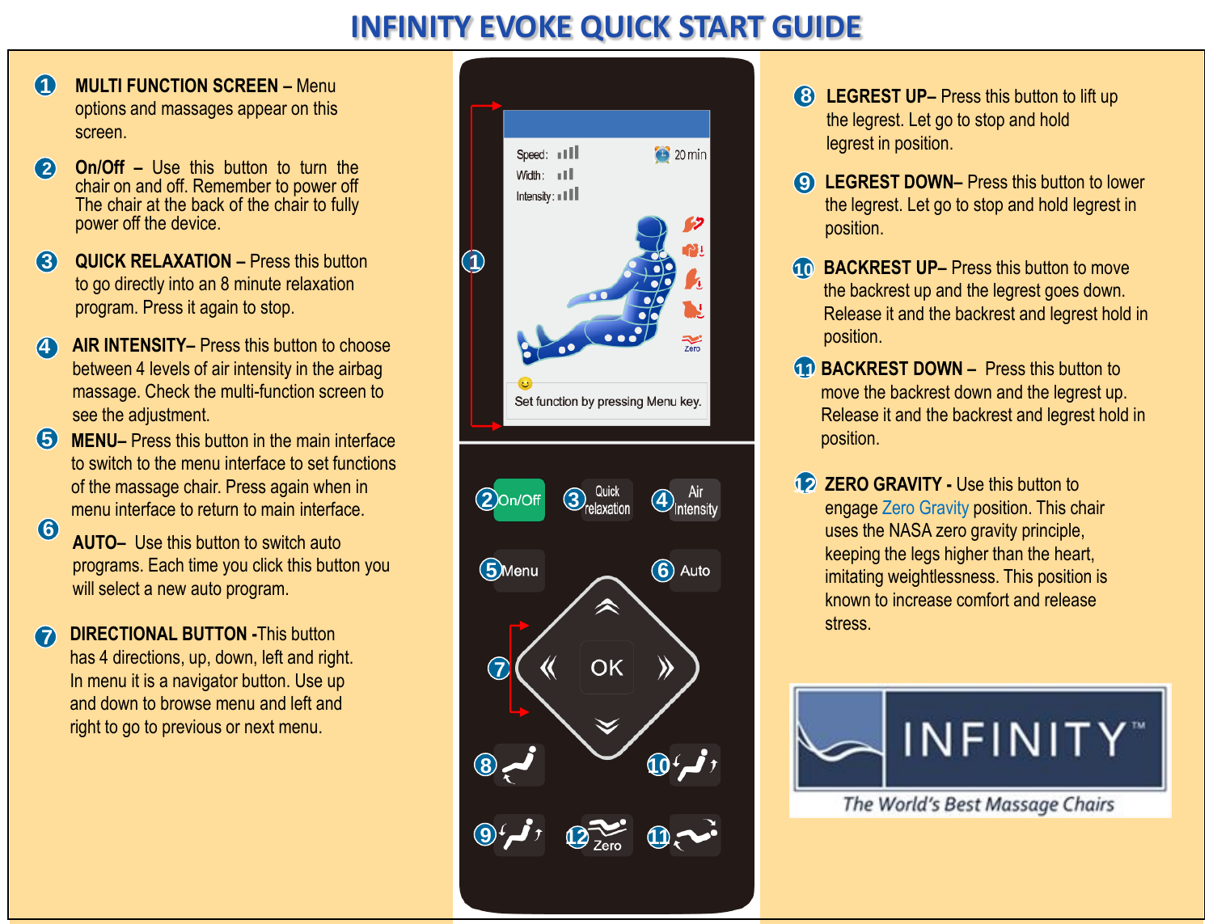# INFINITY EVOKE QUICK START GUIDE

1. **MULTI FUNCTION SCREEN –** Menu options and massages appear on this screen.

2. **On/Off –** Use this button to turn the chair on and off. Remember to power off The chair at the back of the chair to fully power off the device.

3. **QUICK RELAXATION –** Press this button to go directly into an 8 minute relaxation program. Press it again to stop.

4. **AIR INTENSITY–** Press this button to choose between 4 levels of air intensity in the airbag massage. Check the multi-function screen to see the adjustment.

5. **MENU–** Press this button in the main interface to switch to the menu interface to set functions of the massage chair. Press again when in menu interface to return to main interface.

6. **AUTO–** Use this button to switch auto programs. Each time you click this button you will select a new auto program.

7. **DIRECTIONAL BUTTON -**This button has 4 directions, up, down, left and right. In menu it is a navigator button. Use up and down to browse menu and left and right to go to previous or next menu.

8. **LEGREST UP–** Press this button to lift up the legrest. Let go to stop and hold legrest in position.

9. **LEGREST DOWN–** Press this button to lower the legrest. Let go to stop and hold legrest in position.

10. **BACKREST UP–** Press this button to move the backrest up and the legrest goes down. Release it and the backrest and legrest hold in position.

11. **BACKREST DOWN –** Press this button to move the backrest down and the legrest up. Release it and the backrest and legrest hold in position.

12. **ZERO GRAVITY -** Use this button to engage Zero Gravity position. This chair uses the NASA zero gravity principle, keeping the legs higher than the heart, imitating weightlessness. This position is known to increase comfort and release stress.

Speed:
Width:
Intensity:
20 min
Zero
Set function by pressing Menu key.

On/Off
Quick relaxation
Air Intensity
Menu
Auto
OK
Zero

INFINITY™
The World's Best Massage Chairs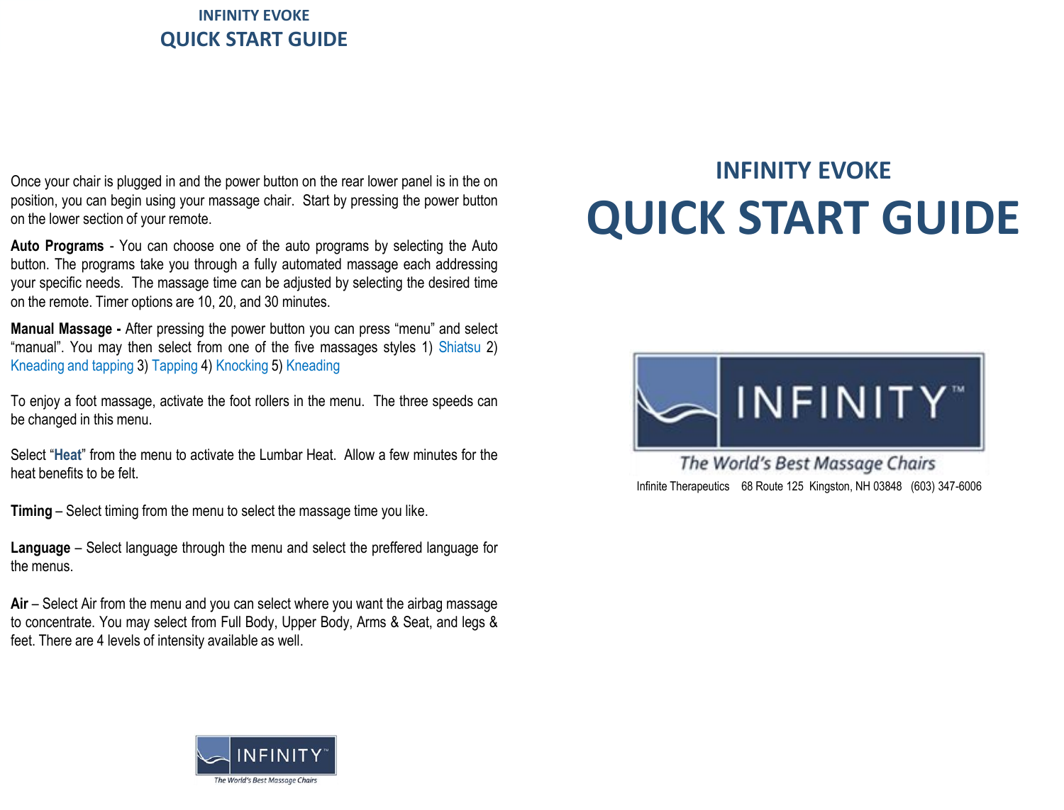## INFINITY EVOKE
# QUICK START GUIDE

Once your chair is plugged in and the power button on the rear lower panel is in the on position, you can begin using your massage chair. Start by pressing the power button on the lower section of your remote.

**Auto Programs** - You can choose one of the auto programs by selecting the Auto button. The programs take you through a fully automated massage each addressing your specific needs. The massage time can be adjusted by selecting the desired time on the remote. Timer options are 10, 20, and 30 minutes.

**Manual Massage -** After pressing the power button you can press "menu" and select "manual". You may then select from one of the five massages styles 1) Shiatsu 2) Kneading and tapping 3) Tapping 4) Knocking 5) Kneading

To enjoy a foot massage, activate the foot rollers in the menu. The three speeds can be changed in this menu.

Select "**Heat**" from the menu to activate the Lumbar Heat. Allow a few minutes for the heat benefits to be felt.

**Timing** – Select timing from the menu to select the massage time you like.

**Language** – Select language through the menu and select the preffered language for the menus.

**Air** – Select Air from the menu and you can select where you want the airbag massage to concentrate. You may select from Full Body, Upper Body, Arms & Seat, and legs & feet. There are 4 levels of intensity available as well.

INFINITY™

The World's Best Massage Chairs

## INFINITY EVOKE
# QUICK START GUIDE

INFINITY™

*The World's Best Massage Chairs*

Infinite Therapeutics 68 Route 125 Kingston, NH 03848 (603) 347-6006